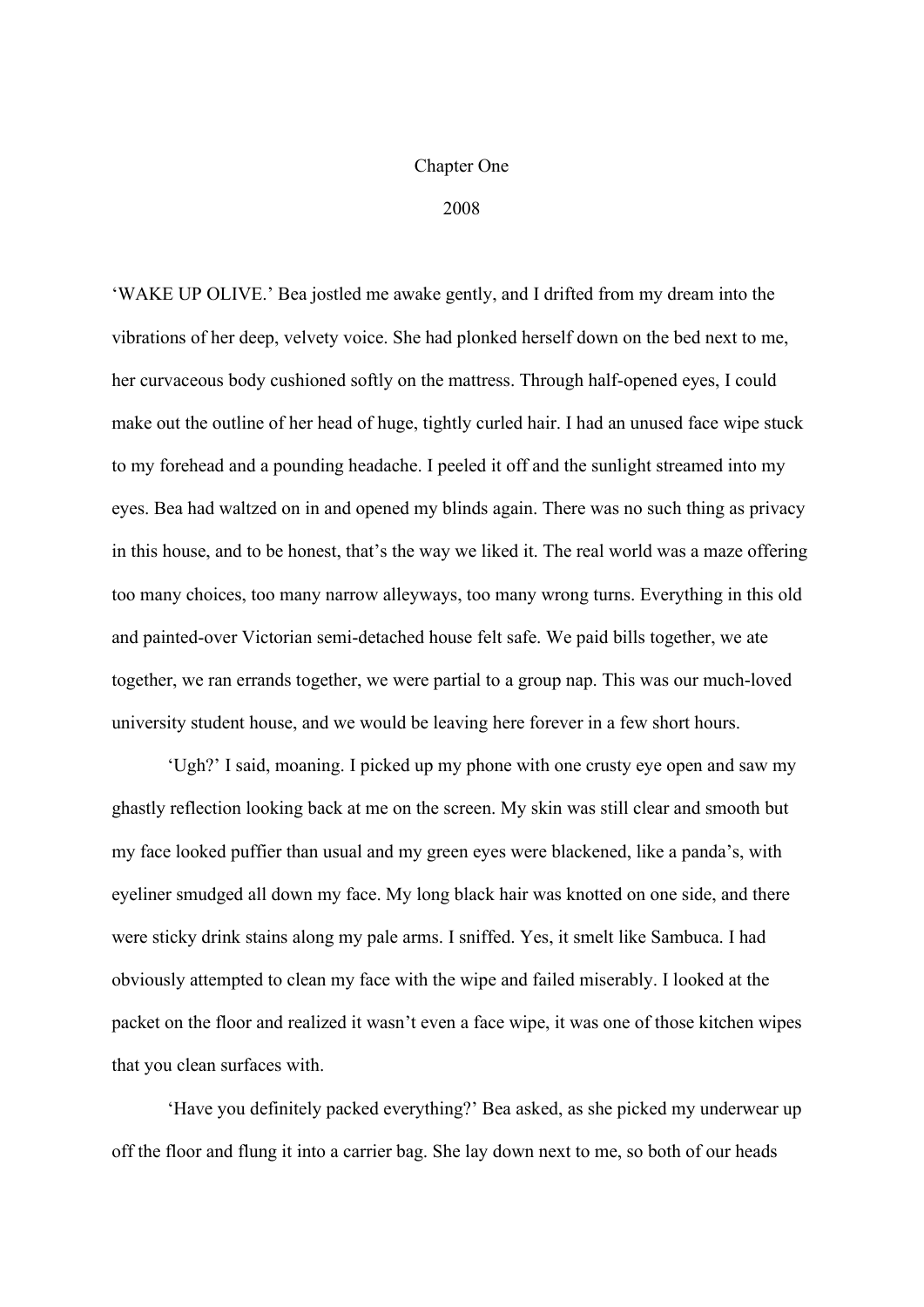# Chapter One

## 2008

'WAKE UP OLIVE.' Bea jostled me awake gently, and I drifted from my dream into the vibrations of her deep, velvety voice. She had plonked herself down on the bed next to me, her curvaceous body cushioned softly on the mattress. Through half-opened eyes, I could make out the outline of her head of huge, tightly curled hair. I had an unused face wipe stuck to my forehead and a pounding headache. I peeled it off and the sunlight streamed into my eyes. Bea had waltzed on in and opened my blinds again. There was no such thing as privacy in this house, and to be honest, that's the way we liked it. The real world was a maze offering too many choices, too many narrow alleyways, too many wrong turns. Everything in this old and painted-over Victorian semi-detached house felt safe. We paid bills together, we ate together, we ran errands together, we were partial to a group nap. This was our much-loved university student house, and we would be leaving here forever in a few short hours.

'Ugh?' I said, moaning. I picked up my phone with one crusty eye open and saw my ghastly reflection looking back at me on the screen. My skin was still clear and smooth but my face looked puffier than usual and my green eyes were blackened, like a panda's, with eyeliner smudged all down my face. My long black hair was knotted on one side, and there were sticky drink stains along my pale arms. I sniffed. Yes, it smelt like Sambuca. I had obviously attempted to clean my face with the wipe and failed miserably. I looked at the packet on the floor and realized it wasn't even a face wipe, it was one of those kitchen wipes that you clean surfaces with.

'Have you definitely packed everything?' Bea asked, as she picked my underwear up off the floor and flung it into a carrier bag. She lay down next to me, so both of our heads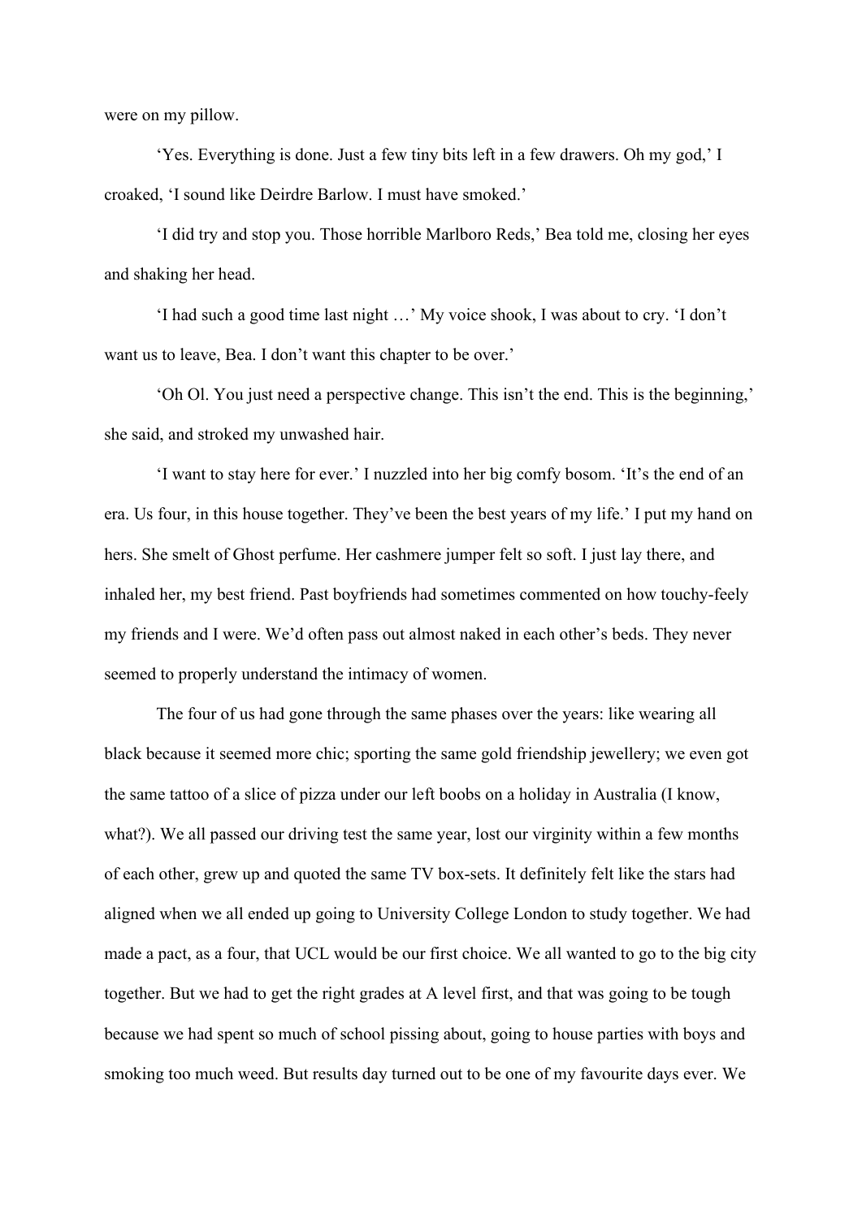were on my pillow.

‘Yes. Everything is done. Just a few tiny bits left in a few drawers. Oh my god,’ I croaked, ‘I sound like Deirdre Barlow. I must have smoked.’

‘I did try and stop you. Those horrible Marlboro Reds,’ Bea told me, closing her eyes and shaking her head.

‘I had such a good time last night …’ My voice shook, I was about to cry. ‘I don’t want us to leave, Bea. I don’t want this chapter to be over.’

‘Oh Ol. You just need a perspective change. This isn’t the end. This is the beginning,’ she said, and stroked my unwashed hair.

‘I want to stay here for ever.’ I nuzzled into her big comfy bosom. ‘It’s the end of an era. Us four, in this house together. They’ve been the best years of my life.’ I put my hand on hers. She smelt of Ghost perfume. Her cashmere jumper felt so soft. I just lay there, and inhaled her, my best friend. Past boyfriends had sometimes commented on how touchy-feely my friends and I were. We’d often pass out almost naked in each other’s beds. They never seemed to properly understand the intimacy of women.

The four of us had gone through the same phases over the years: like wearing all black because it seemed more chic; sporting the same gold friendship jewellery; we even got the same tattoo of a slice of pizza under our left boobs on a holiday in Australia (I know, what?). We all passed our driving test the same year, lost our virginity within a few months of each other, grew up and quoted the same TV box-sets. It definitely felt like the stars had aligned when we all ended up going to University College London to study together. We had made a pact, as a four, that UCL would be our first choice. We all wanted to go to the big city together. But we had to get the right grades at A level first, and that was going to be tough because we had spent so much of school pissing about, going to house parties with boys and smoking too much weed. But results day turned out to be one of my favourite days ever. We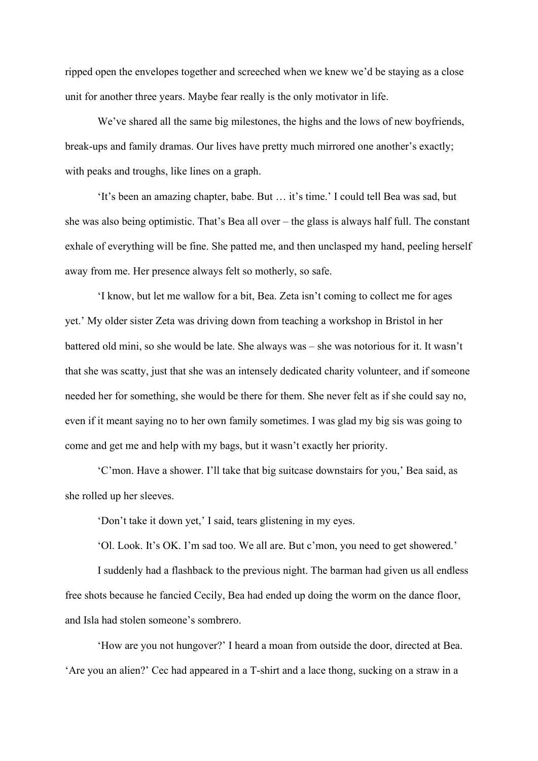ripped open the envelopes together and screeched when we knew we'd be staying as a close unit for another three years. Maybe fear really is the only motivator in life.

We've shared all the same big milestones, the highs and the lows of new boyfriends, break-ups and family dramas. Our lives have pretty much mirrored one another's exactly; with peaks and troughs, like lines on a graph.

'It's been an amazing chapter, babe. But … it's time.' I could tell Bea was sad, but she was also being optimistic. That's Bea all over – the glass is always half full. The constant exhale of everything will be fine. She patted me, and then unclasped my hand, peeling herself away from me. Her presence always felt so motherly, so safe.

'I know, but let me wallow for a bit, Bea. Zeta isn't coming to collect me for ages yet.' My older sister Zeta was driving down from teaching a workshop in Bristol in her battered old mini, so she would be late. She always was – she was notorious for it. It wasn't that she was scatty, just that she was an intensely dedicated charity volunteer, and if someone needed her for something, she would be there for them. She never felt as if she could say no, even if it meant saying no to her own family sometimes. I was glad my big sis was going to come and get me and help with my bags, but it wasn't exactly her priority.

'C'mon. Have a shower. I'll take that big suitcase downstairs for you,' Bea said, as she rolled up her sleeves.

'Don't take it down yet,' I said, tears glistening in my eyes.

'Ol. Look. It's OK. I'm sad too. We all are. But c'mon, you need to get showered.'

I suddenly had a flashback to the previous night. The barman had given us all endless free shots because he fancied Cecily, Bea had ended up doing the worm on the dance floor, and Isla had stolen someone's sombrero.

'How are you not hungover?' I heard a moan from outside the door, directed at Bea. 'Are you an alien?' Cec had appeared in a T-shirt and a lace thong, sucking on a straw in a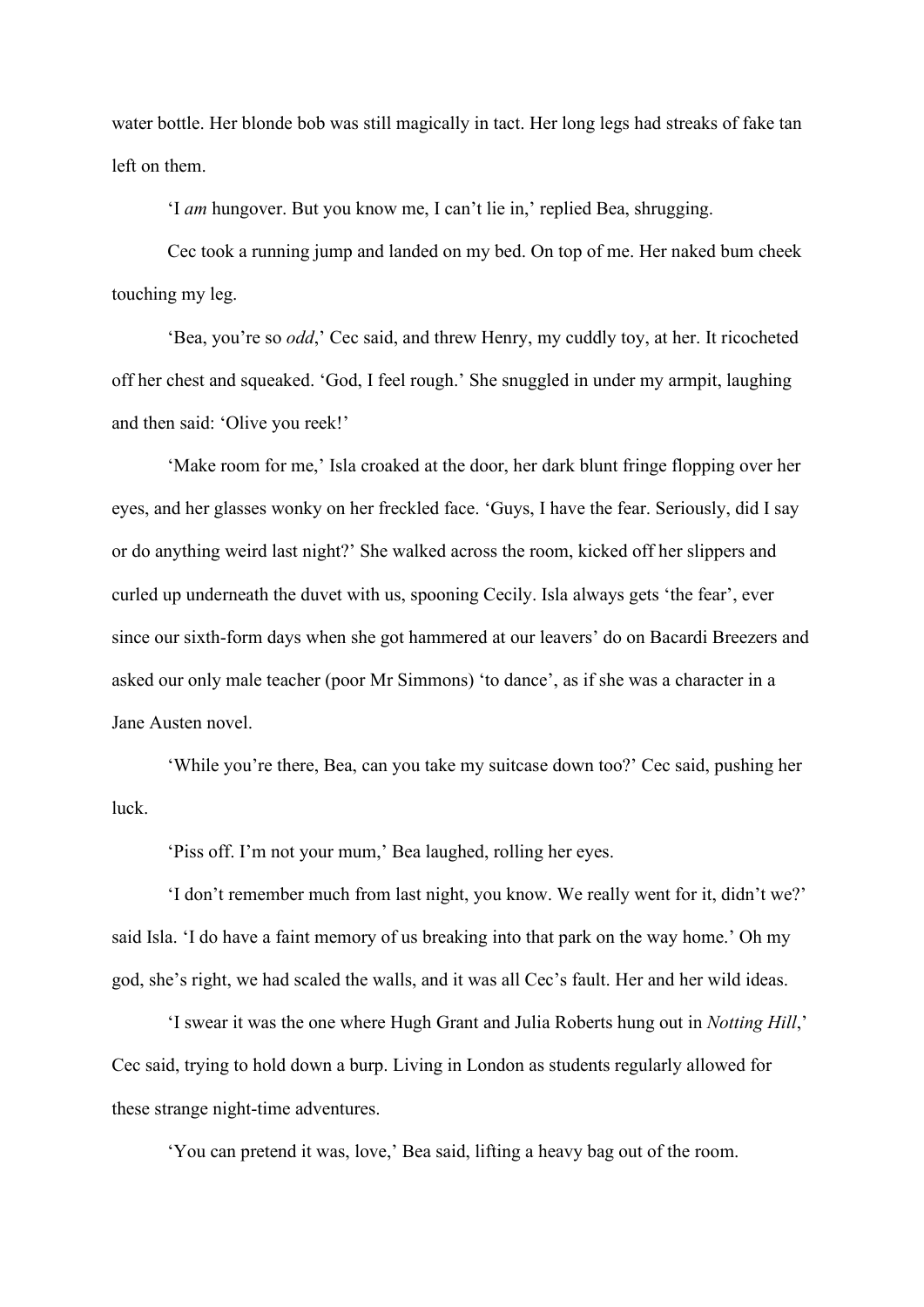water bottle. Her blonde bob was still magically in tact. Her long legs had streaks of fake tan left on them.

'I *am* hungover. But you know me, I can't lie in,' replied Bea, shrugging.

Cec took a running jump and landed on my bed. On top of me. Her naked bum cheek touching my leg.

'Bea, you're so *odd*,' Cec said, and threw Henry, my cuddly toy, at her. It ricocheted off her chest and squeaked. 'God, I feel rough.' She snuggled in under my armpit, laughing and then said: 'Olive you reek!'

'Make room for me,' Isla croaked at the door, her dark blunt fringe flopping over her eyes, and her glasses wonky on her freckled face. 'Guys, I have the fear. Seriously, did I say or do anything weird last night?' She walked across the room, kicked off her slippers and curled up underneath the duvet with us, spooning Cecily. Isla always gets 'the fear', ever since our sixth-form days when she got hammered at our leavers' do on Bacardi Breezers and asked our only male teacher (poor Mr Simmons) 'to dance', as if she was a character in a Jane Austen novel.

'While you're there, Bea, can you take my suitcase down too?' Cec said, pushing her luck.

'Piss off. I'm not your mum,' Bea laughed, rolling her eyes.

'I don't remember much from last night, you know. We really went for it, didn't we?' said Isla. 'I do have a faint memory of us breaking into that park on the way home.' Oh my god, she's right, we had scaled the walls, and it was all Cec's fault. Her and her wild ideas.

'I swear it was the one where Hugh Grant and Julia Roberts hung out in *Notting Hill*,' Cec said, trying to hold down a burp. Living in London as students regularly allowed for these strange night-time adventures.

'You can pretend it was, love,' Bea said, lifting a heavy bag out of the room.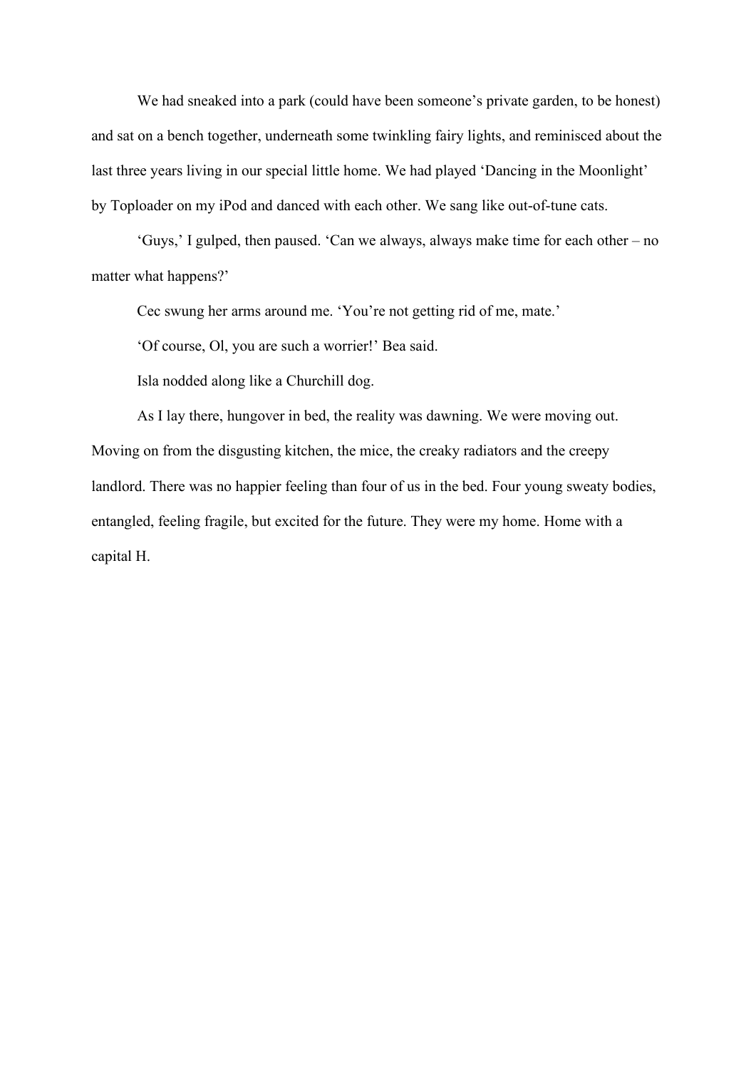We had sneaked into a park (could have been someone's private garden, to be honest) and sat on a bench together, underneath some twinkling fairy lights, and reminisced about the last three years living in our special little home. We had played 'Dancing in the Moonlight' by Toploader on my iPod and danced with each other. We sang like out-of-tune cats.

'Guys,' I gulped, then paused. 'Can we always, always make time for each other – no matter what happens?'

Cec swung her arms around me. 'You're not getting rid of me, mate.'

'Of course, Ol, you are such a worrier!' Bea said.

Isla nodded along like a Churchill dog.

As I lay there, hungover in bed, the reality was dawning. We were moving out. Moving on from the disgusting kitchen, the mice, the creaky radiators and the creepy landlord. There was no happier feeling than four of us in the bed. Four young sweaty bodies, entangled, feeling fragile, but excited for the future. They were my home. Home with a capital H.